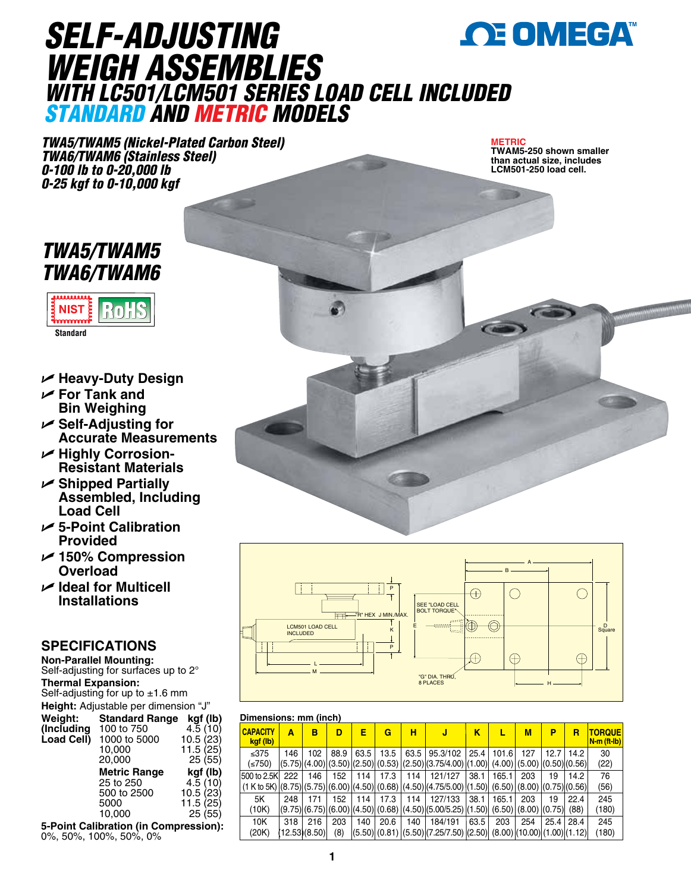# SELF-ADJUSTING WEIGH ASSEMBLIES

## WITH LC501/LCM501 SERIES LOAD CELL INCLUDED

## STANDARD AND METRIC MODELS

***TWA5/TWAM5 (Nickel-Plated Carbon Steel)***
***TWA6/TWAM6 (Stainless Steel)***
***0-100 lb to 0-20,000 lb***
***0-25 kgf to 0-10,000 kgf***

**METRIC**
**TWAM5-250 shown smaller than actual size, includes LCM501-250 load cell.**

## TWA5/TWAM5
## TWA6/TWAM6

NIST RoHS

Standard

- Heavy-Duty Design
- For Tank and Bin Weighing
- Self-Adjusting for Accurate Measurements
- Highly Corrosion-Resistant Materials
- Shipped Partially Assembled, Including Load Cell
- 5-Point Calibration Provided
- 150% Compression Overload
- Ideal for Multicell Installations

## SPECIFICATIONS

**Non-Parallel Mounting:**
Self-adjusting for surfaces up to 2°

**Thermal Expansion:**
Self-adjusting for up to ±1.6 mm

**Height:** Adjustable per dimension "J"

**Weight: (Including Load Cell)**

| Standard Range | kgf (lb) |
|---|---|
| 100 to 750 | 4.5 (10) |
| 1000 to 5000 | 10.5 (23) |
| 10,000 | 11.5 (25) |
| 20,000 | 25 (55) |
| **Metric Range** | **kgf (lb)** |
| 25 to 250 | 4.5 (10) |
| 500 to 2500 | 10.5 (23) |
| 5000 | 11.5 (25) |
| 10,000 | 25 (55) |

**5-Point Calibration (in Compression):**
0%, 50%, 100%, 50%, 0%

P, "R" HEX, J MIN./MAX., LCM501 LOAD CELL INCLUDED, K, P, L, M, SEE "LOAD CELL BOLT TORQUE", E, A, B, D Square, "G" DIA. THRU, 8 PLACES, H

**Dimensions: mm (inch)**

| CAPACITY kgf (lb) | A | B | D | E | G | H | J | K | L | M | P | R | TORQUE N-m (ft-lb) |
|---|---|---|---|---|---|---|---|---|---|---|---|---|---|
| ≤375 (≤750) | 146 (5.75) | 102 (4.00) | 88.9 (3.50) | 63.5 (2.50) | 13.5 (0.53) | 63.5 (2.50) | 95.3/102 (3.75/4.00) | 25.4 (1.00) | 101.6 (4.00) | 127 (5.00) | 12.7 (0.50) | 14.2 (0.56) | 30 (22) |
| 500 to 2.5K (1 K to 5K) | 222 (8.75) | 146 (5.75) | 152 (6.00) | 114 (4.50) | 17.3 (0.68) | 114 (4.50) | 121/127 (4.75/5.00) | 38.1 (1.50) | 165.1 (6.50) | 203 (8.00) | 19 (0.75) | 14.2 (0.56) | 76 (56) |
| 5K (10K) | 248 (9.75) | 171 (6.75) | 152 (6.00) | 114 (4.50) | 17.3 (0.68) | 114 (4.50) | 127/133 (5.00/5.25) | 38.1 (1.50) | 165.1 (6.50) | 203 (8.00) | 19 (0.75) | 22.4 (88) | 245 (180) |
| 10K (20K) | 318 (12.53) | 216 (8.50) | 203 (8) | 140 (5.50) | 20.6 (0.81) | 140 (5.50) | 184/191 (7.25/7.50) | 63.5 (2.50) | 203 (8.00) | 254 (10.00) | 25.4 (1.00) | 28.4 (1.12) | 245 (180) |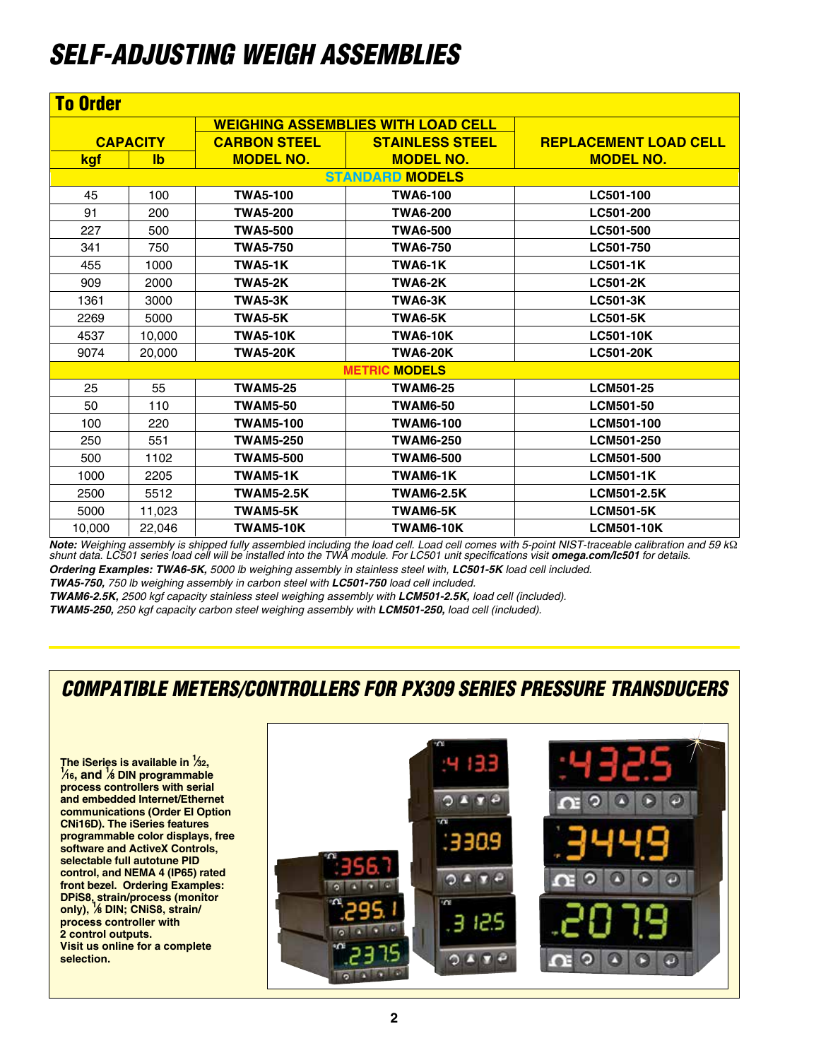# SELF-ADJUSTING WEIGH ASSEMBLIES

## To Order

| CAPACITY | | WEIGHING ASSEMBLIES WITH LOAD CELL | | REPLACEMENT LOAD CELL |
|---|---|---|---|---|
| kgf | lb | CARBON STEEL MODEL NO. | STAINLESS STEEL MODEL NO. | MODEL NO. |
| **STANDARD MODELS** | | | | |
| 45 | 100 | **TWA5-100** | **TWA6-100** | **LC501-100** |
| 91 | 200 | **TWA5-200** | **TWA6-200** | **LC501-200** |
| 227 | 500 | **TWA5-500** | **TWA6-500** | **LC501-500** |
| 341 | 750 | **TWA5-750** | **TWA6-750** | **LC501-750** |
| 455 | 1000 | **TWA5-1K** | **TWA6-1K** | **LC501-1K** |
| 909 | 2000 | **TWA5-2K** | **TWA6-2K** | **LC501-2K** |
| 1361 | 3000 | **TWA5-3K** | **TWA6-3K** | **LC501-3K** |
| 2269 | 5000 | **TWA5-5K** | **TWA6-5K** | **LC501-5K** |
| 4537 | 10,000 | **TWA5-10K** | **TWA6-10K** | **LC501-10K** |
| 9074 | 20,000 | **TWA5-20K** | **TWA6-20K** | **LC501-20K** |
| **METRIC MODELS** | | | | |
| 25 | 55 | **TWAM5-25** | **TWAM6-25** | **LCM501-25** |
| 50 | 110 | **TWAM5-50** | **TWAM6-50** | **LCM501-50** |
| 100 | 220 | **TWAM5-100** | **TWAM6-100** | **LCM501-100** |
| 250 | 551 | **TWAM5-250** | **TWAM6-250** | **LCM501-250** |
| 500 | 1102 | **TWAM5-500** | **TWAM6-500** | **LCM501-500** |
| 1000 | 2205 | **TWAM5-1K** | **TWAM6-1K** | **LCM501-1K** |
| 2500 | 5512 | **TWAM5-2.5K** | **TWAM6-2.5K** | **LCM501-2.5K** |
| 5000 | 11,023 | **TWAM5-5K** | **TWAM6-5K** | **LCM501-5K** |
| 10,000 | 22,046 | **TWAM5-10K** | **TWAM6-10K** | **LCM501-10K** |

***Note:*** *Weighing assembly is shipped fully assembled including the load cell. Load cell comes with 5-point NIST-traceable calibration and 59 kΩ shunt data. LC501 series load cell will be installed into the TWA module. For LC501 unit specifications visit* ***omega.com/lc501*** *for details.*

***Ordering Examples: TWA6-5K,*** *5000 lb weighing assembly in stainless steel with,* ***LC501-5K*** *load cell included.*

***TWA5-750,*** *750 lb weighing assembly in carbon steel with* ***LC501-750*** *load cell included.*

***TWAM6-2.5K,*** *2500 kgf capacity stainless steel weighing assembly with* ***LCM501-2.5K,*** *load cell (included).*

***TWAM5-250,*** *250 kgf capacity carbon steel weighing assembly with* ***LCM501-250,*** *load cell (included).*

## COMPATIBLE METERS/CONTROLLERS FOR PX309 SERIES PRESSURE TRANSDUCERS

**The iSeries is available in 1/32, 1/16, and 1/8 DIN programmable process controllers with serial and embedded Internet/Ethernet communications (Order EI Option CNi16D). The iSeries features programmable color displays, free software and ActiveX Controls, selectable full autotune PID control, and NEMA 4 (IP65) rated front bezel. Ordering Examples: DPiS8, strain/process (monitor only), 1/8 DIN; CNiS8, strain/process controller with 2 control outputs. Visit us online for a complete selection.**